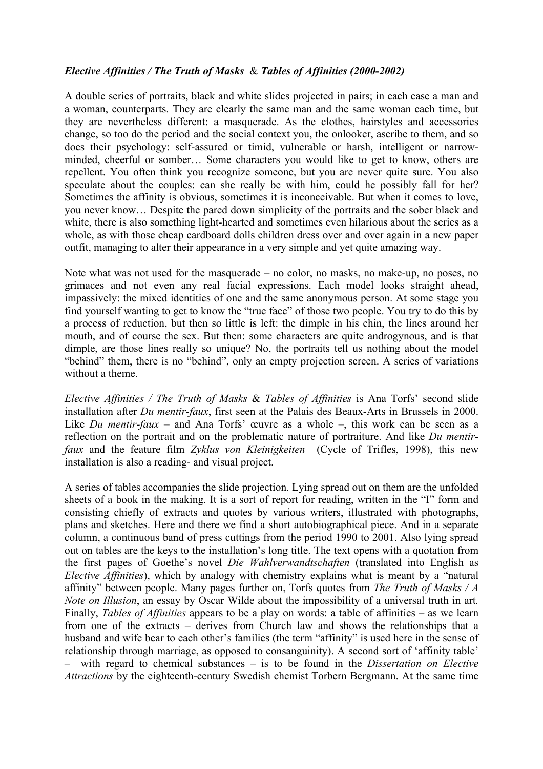***Elective Affinities / The Truth of Masks* & *Tables of Affinities (2000-2002)***

A double series of portraits, black and white slides projected in pairs; in each case a man and a woman, counterparts. They are clearly the same man and the same woman each time, but they are nevertheless different: a masquerade. As the clothes, hairstyles and accessories change, so too do the period and the social context you, the onlooker, ascribe to them, and so does their psychology: self-assured or timid, vulnerable or harsh, intelligent or narrow-minded, cheerful or somber… Some characters you would like to get to know, others are repellent. You often think you recognize someone, but you are never quite sure. You also speculate about the couples: can she really be with him, could he possibly fall for her? Sometimes the affinity is obvious, sometimes it is inconceivable. But when it comes to love, you never know… Despite the pared down simplicity of the portraits and the sober black and white, there is also something light-hearted and sometimes even hilarious about the series as a whole, as with those cheap cardboard dolls children dress over and over again in a new paper outfit, managing to alter their appearance in a very simple and yet quite amazing way.

Note what was not used for the masquerade – no color, no masks, no make-up, no poses, no grimaces and not even any real facial expressions. Each model looks straight ahead, impassively: the mixed identities of one and the same anonymous person. At some stage you find yourself wanting to get to know the "true face" of those two people. You try to do this by a process of reduction, but then so little is left: the dimple in his chin, the lines around her mouth, and of course the sex. But then: some characters are quite androgynous, and is that dimple, are those lines really so unique? No, the portraits tell us nothing about the model "behind" them, there is no "behind", only an empty projection screen. A series of variations without a theme.

*Elective Affinities / The Truth of Masks* & *Tables of Affinities* is Ana Torfs' second slide installation after *Du mentir-faux*, first seen at the Palais des Beaux-Arts in Brussels in 2000. Like *Du mentir-faux* – and Ana Torfs' œuvre as a whole –, this work can be seen as a reflection on the portrait and on the problematic nature of portraiture. And like *Du mentir-faux* and the feature film *Zyklus von Kleinigkeiten* (Cycle of Trifles, 1998), this new installation is also a reading- and visual project.

A series of tables accompanies the slide projection. Lying spread out on them are the unfolded sheets of a book in the making. It is a sort of report for reading, written in the "I" form and consisting chiefly of extracts and quotes by various writers, illustrated with photographs, plans and sketches. Here and there we find a short autobiographical piece. And in a separate column, a continuous band of press cuttings from the period 1990 to 2001. Also lying spread out on tables are the keys to the installation's long title. The text opens with a quotation from the first pages of Goethe's novel *Die Wahlverwandtschaften* (translated into English as *Elective Affinities*), which by analogy with chemistry explains what is meant by a "natural affinity" between people. Many pages further on, Torfs quotes from *The Truth of Masks / A Note on Illusion*, an essay by Oscar Wilde about the impossibility of a universal truth in art. Finally, *Tables of Affinities* appears to be a play on words: a table of affinities – as we learn from one of the extracts – derives from Church law and shows the relationships that a husband and wife bear to each other's families (the term "affinity" is used here in the sense of relationship through marriage, as opposed to consanguinity). A second sort of 'affinity table' – with regard to chemical substances – is to be found in the *Dissertation on Elective Attractions* by the eighteenth-century Swedish chemist Torbern Bergmann. At the same time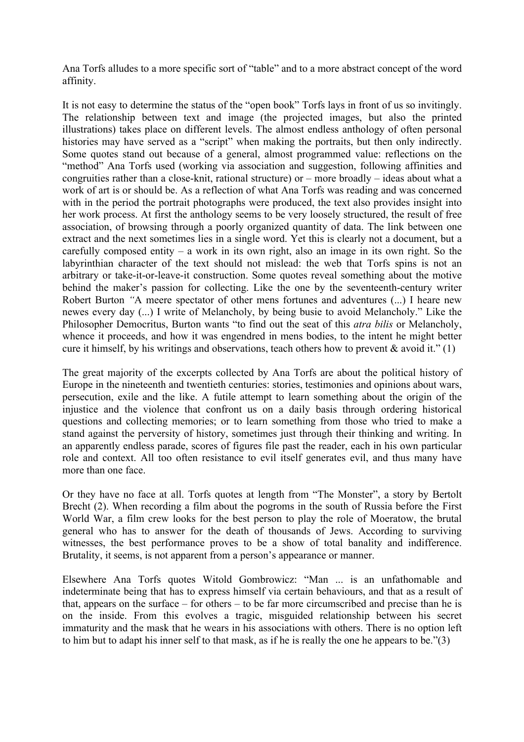Ana Torfs alludes to a more specific sort of "table" and to a more abstract concept of the word affinity.

It is not easy to determine the status of the "open book" Torfs lays in front of us so invitingly. The relationship between text and image (the projected images, but also the printed illustrations) takes place on different levels. The almost endless anthology of often personal histories may have served as a "script" when making the portraits, but then only indirectly. Some quotes stand out because of a general, almost programmed value: reflections on the "method" Ana Torfs used (working via association and suggestion, following affinities and congruities rather than a close-knit, rational structure) or – more broadly – ideas about what a work of art is or should be. As a reflection of what Ana Torfs was reading and was concerned with in the period the portrait photographs were produced, the text also provides insight into her work process. At first the anthology seems to be very loosely structured, the result of free association, of browsing through a poorly organized quantity of data. The link between one extract and the next sometimes lies in a single word. Yet this is clearly not a document, but a carefully composed entity – a work in its own right, also an image in its own right. So the labyrinthian character of the text should not mislead: the web that Torfs spins is not an arbitrary or take-it-or-leave-it construction. Some quotes reveal something about the motive behind the maker's passion for collecting. Like the one by the seventeenth-century writer Robert Burton "A meere spectator of other mens fortunes and adventures (...) I heare new newes every day (...) I write of Melancholy, by being busie to avoid Melancholy." Like the Philosopher Democritus, Burton wants "to find out the seat of this *atra bilis* or Melancholy, whence it proceeds, and how it was engendred in mens bodies, to the intent he might better cure it himself, by his writings and observations, teach others how to prevent & avoid it." (1)

The great majority of the excerpts collected by Ana Torfs are about the political history of Europe in the nineteenth and twentieth centuries: stories, testimonies and opinions about wars, persecution, exile and the like. A futile attempt to learn something about the origin of the injustice and the violence that confront us on a daily basis through ordering historical questions and collecting memories; or to learn something from those who tried to make a stand against the perversity of history, sometimes just through their thinking and writing. In an apparently endless parade, scores of figures file past the reader, each in his own particular role and context. All too often resistance to evil itself generates evil, and thus many have more than one face.

Or they have no face at all. Torfs quotes at length from "The Monster", a story by Bertolt Brecht (2). When recording a film about the pogroms in the south of Russia before the First World War, a film crew looks for the best person to play the role of Moeratow, the brutal general who has to answer for the death of thousands of Jews. According to surviving witnesses, the best performance proves to be a show of total banality and indifference. Brutality, it seems, is not apparent from a person's appearance or manner.

Elsewhere Ana Torfs quotes Witold Gombrowicz: "Man ... is an unfathomable and indeterminate being that has to express himself via certain behaviours, and that as a result of that, appears on the surface – for others – to be far more circumscribed and precise than he is on the inside. From this evolves a tragic, misguided relationship between his secret immaturity and the mask that he wears in his associations with others. There is no option left to him but to adapt his inner self to that mask, as if he is really the one he appears to be."(3)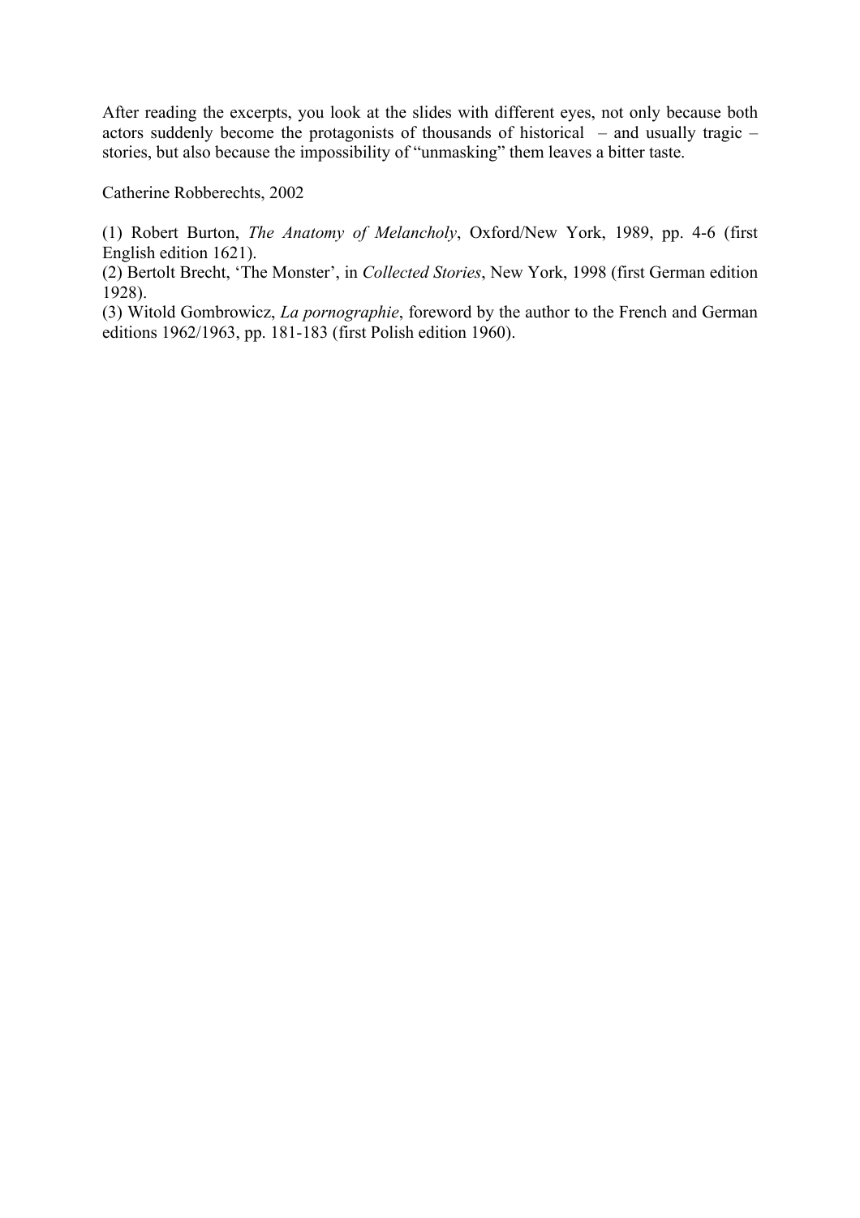After reading the excerpts, you look at the slides with different eyes, not only because both actors suddenly become the protagonists of thousands of historical – and usually tragic – stories, but also because the impossibility of "unmasking" them leaves a bitter taste.

Catherine Robberechts, 2002

(1) Robert Burton, *The Anatomy of Melancholy*, Oxford/New York, 1989, pp. 4-6 (first English edition 1621).
(2) Bertolt Brecht, 'The Monster', in *Collected Stories*, New York, 1998 (first German edition 1928).
(3) Witold Gombrowicz, *La pornographie*, foreword by the author to the French and German editions 1962/1963, pp. 181-183 (first Polish edition 1960).